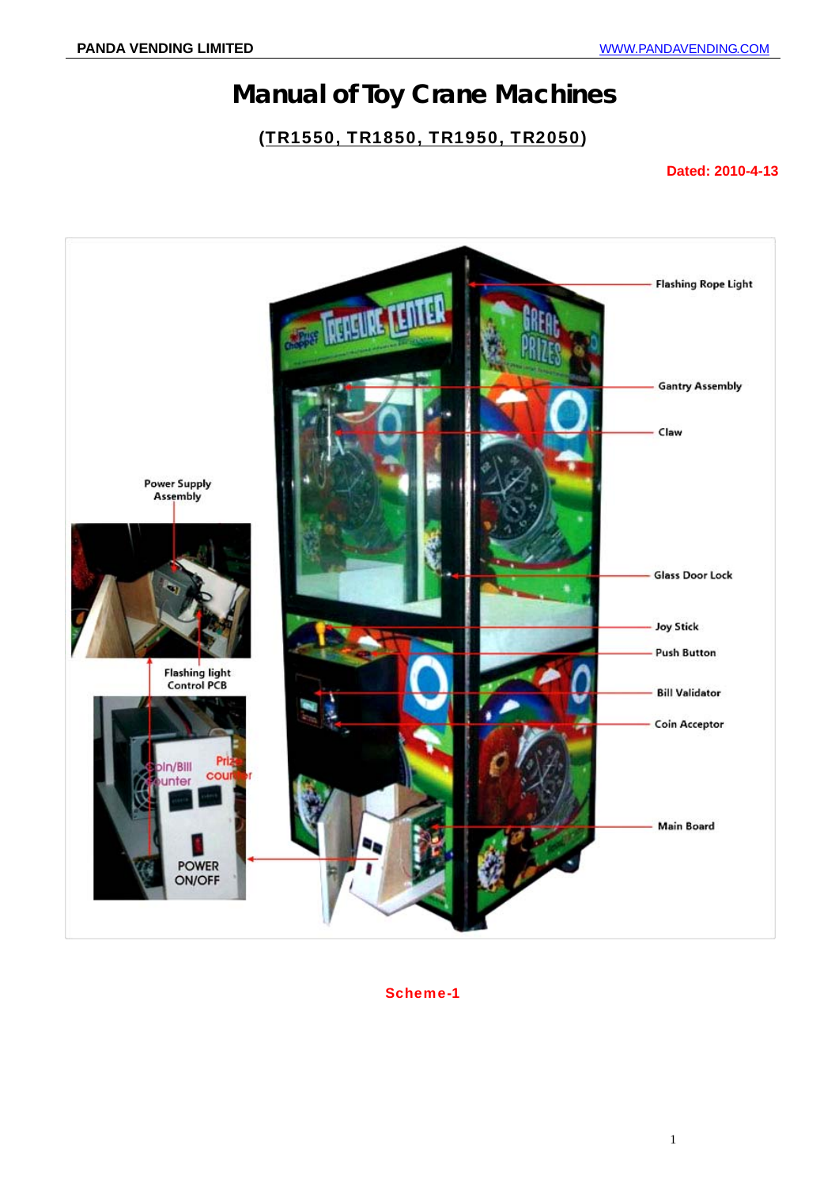# Manual of Toy Crane Machines

**(TR1550, TR1850, TR1950, TR2050)**

**Dated: 2010-4-13**

Flashing Rope Light

Gantry Assembly

Claw

Power Supply Assembly

Glass Door Lock

Joy Stick

Push Button

Flashing light Control PCB

Bill Validator

Coin Acceptor

Coin/Bill counter

Prize counter

Main Board

POWER ON/OFF

**Scheme-1**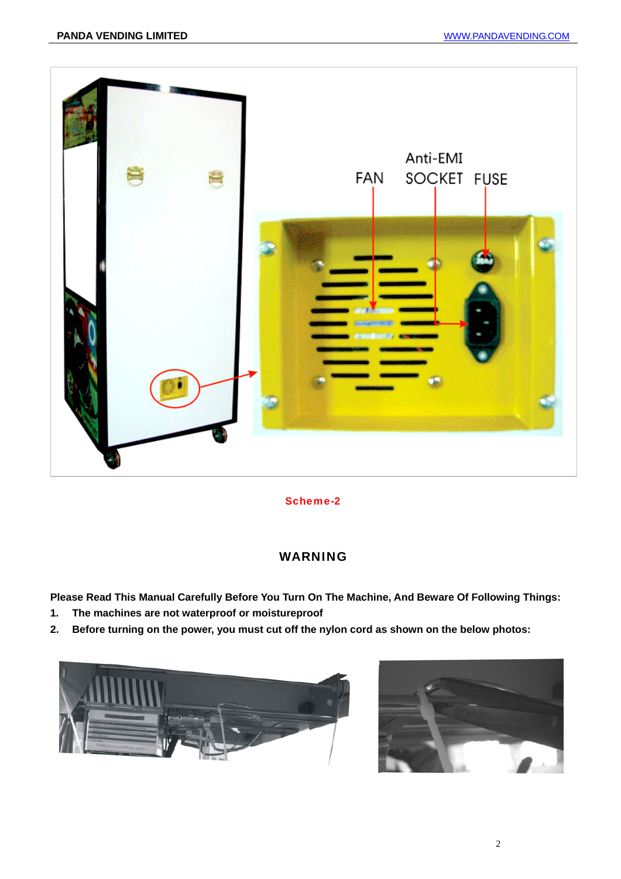FAN

Anti-EMI SOCKET

FUSE

Scheme-2

## WARNING

**Please Read This Manual Carefully Before You Turn On The Machine, And Beware Of Following Things:**

1. **The machines are not waterproof or moistureproof**
2. **Before turning on the power, you must cut off the nylon cord as shown on the below photos:**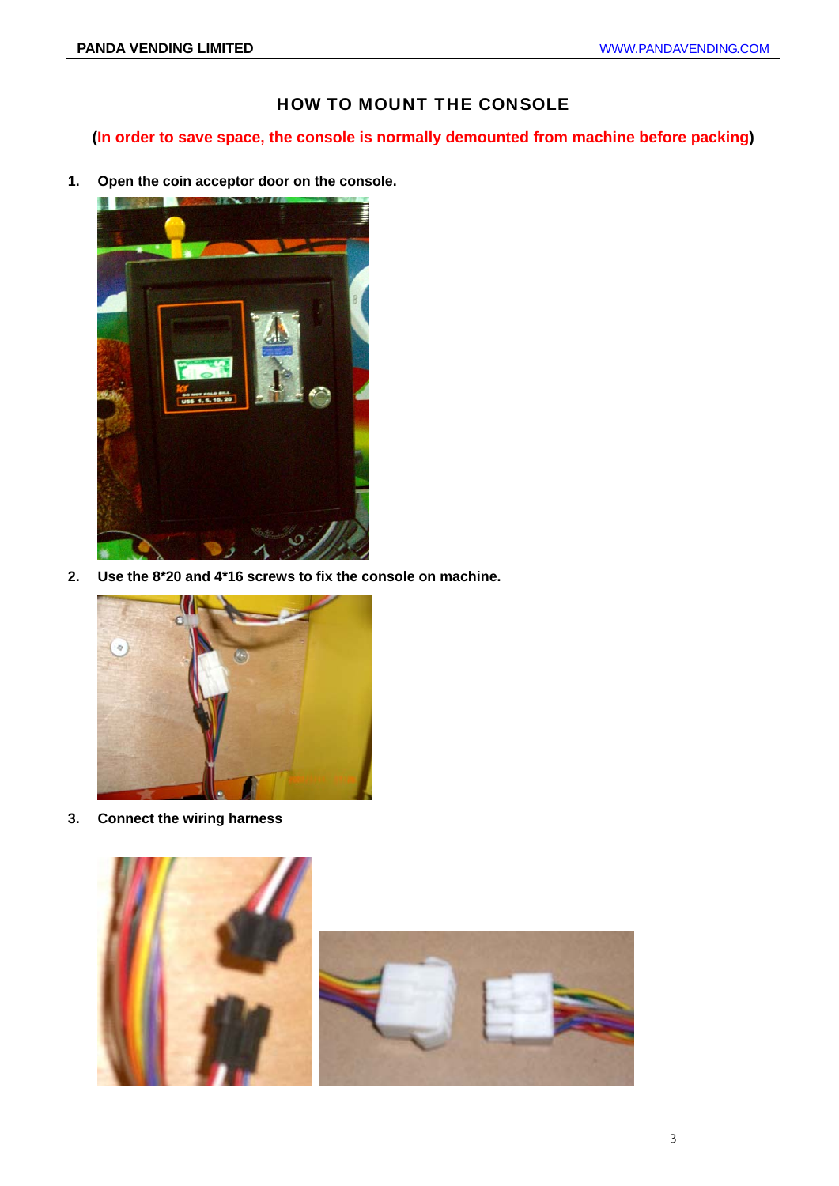# HOW TO MOUNT THE CONSOLE

**(In order to save space, the console is normally demounted from machine before packing)**

1. **Open the coin acceptor door on the console.**

2. **Use the 8*20 and 4*16 screws to fix the console on machine.**

3. **Connect the wiring harness**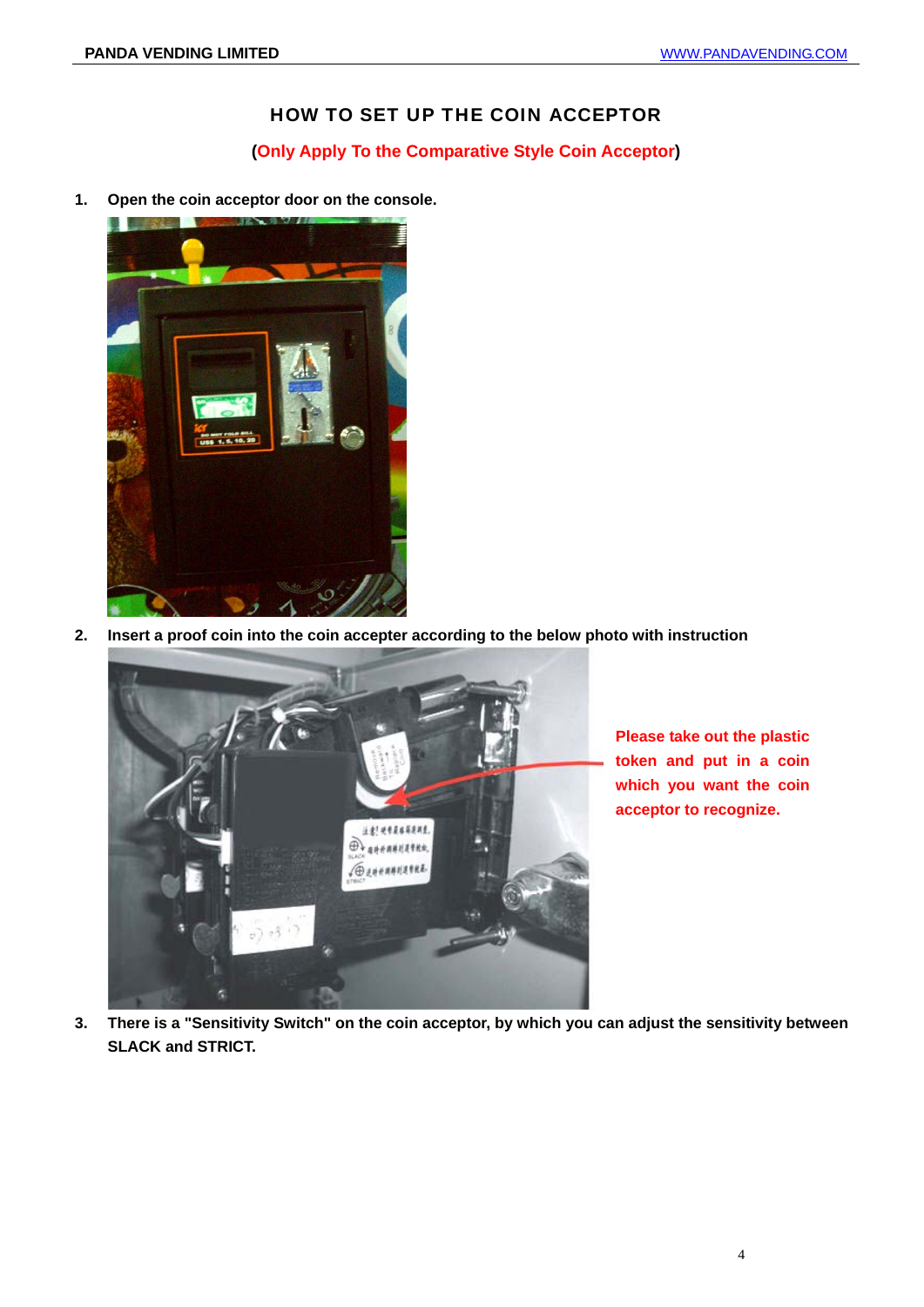# HOW TO SET UP THE COIN ACCEPTOR

**(Only Apply To the Comparative Style Coin Acceptor)**

1. **Open the coin acceptor door on the console.**

2. **Insert a proof coin into the coin accepter according to the below photo with instruction**

   **Please take out the plastic token and put in a coin which you want the coin acceptor to recognize.**

3. **There is a "Sensitivity Switch" on the coin acceptor, by which you can adjust the sensitivity between SLACK and STRICT.**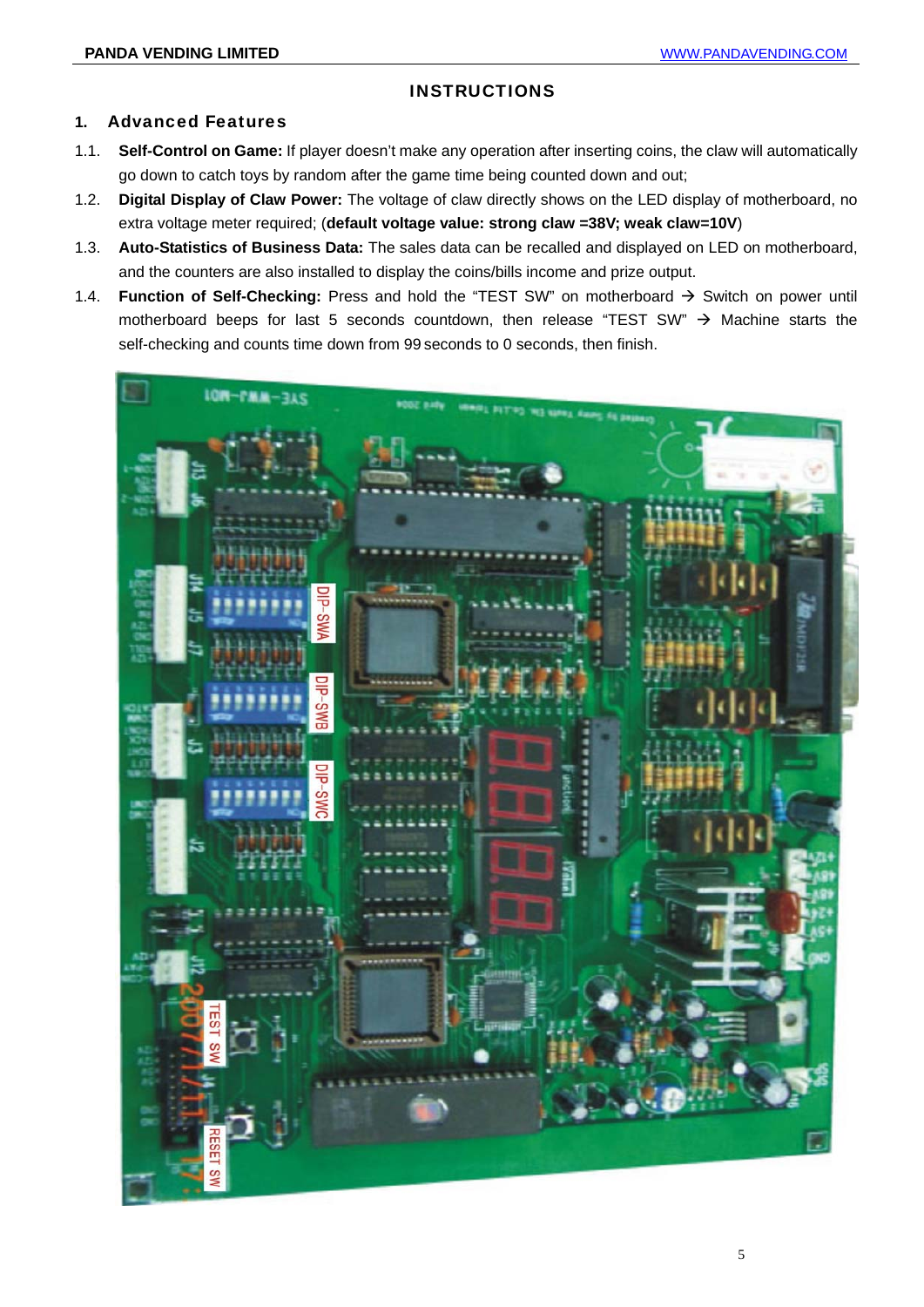## INSTRUCTIONS

### 1. Advanced Features

1.1. **Self-Control on Game:** If player doesn't make any operation after inserting coins, the claw will automatically go down to catch toys by random after the game time being counted down and out;

1.2. **Digital Display of Claw Power:** The voltage of claw directly shows on the LED display of motherboard, no extra voltage meter required; (**default voltage value: strong claw =38V; weak claw=10V**)

1.3. **Auto-Statistics of Business Data:** The sales data can be recalled and displayed on LED on motherboard, and the counters are also installed to display the coins/bills income and prize output.

1.4. **Function of Self-Checking:** Press and hold the "TEST SW" on motherboard → Switch on power until motherboard beeps for last 5 seconds countdown, then release "TEST SW" → Machine starts the self-checking and counts time down from 99 seconds to 0 seconds, then finish.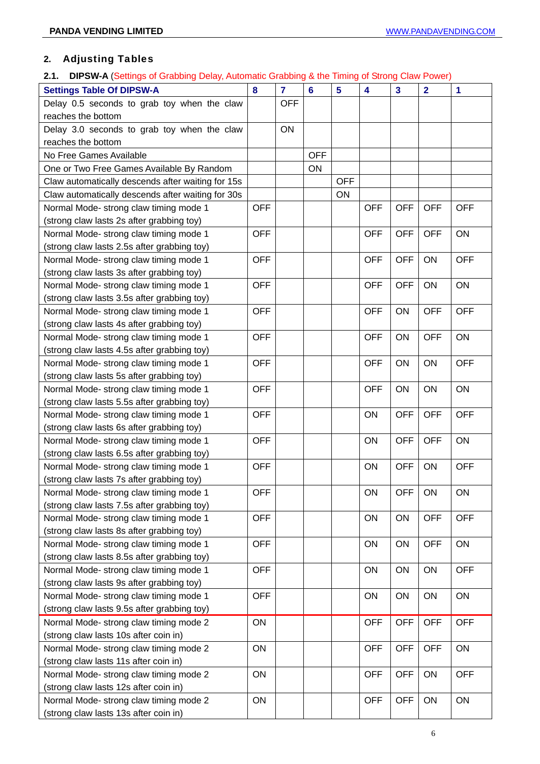## 2. Adjusting Tables

### 2.1. DIPSW-A (Settings of Grabbing Delay, Automatic Grabbing & the Timing of Strong Claw Power)

| Settings Table Of DIPSW-A | 8 | 7 | 6 | 5 | 4 | 3 | 2 | 1 |
|---|---|---|---|---|---|---|---|---|
| Delay 0.5 seconds to grab toy when the claw reaches the bottom | | OFF | | | | | | |
| Delay 3.0 seconds to grab toy when the claw reaches the bottom | | ON | | | | | | |
| No Free Games Available | | | OFF | | | | | |
| One or Two Free Games Available By Random | | | ON | | | | | |
| Claw automatically descends after waiting for 15s | | | | OFF | | | | |
| Claw automatically descends after waiting for 30s | | | | ON | | | | |
| Normal Mode- strong claw timing mode 1 (strong claw lasts 2s after grabbing toy) | OFF | | | | OFF | OFF | OFF | OFF |
| Normal Mode- strong claw timing mode 1 (strong claw lasts 2.5s after grabbing toy) | OFF | | | | OFF | OFF | OFF | ON |
| Normal Mode- strong claw timing mode 1 (strong claw lasts 3s after grabbing toy) | OFF | | | | OFF | OFF | ON | OFF |
| Normal Mode- strong claw timing mode 1 (strong claw lasts 3.5s after grabbing toy) | OFF | | | | OFF | OFF | ON | ON |
| Normal Mode- strong claw timing mode 1 (strong claw lasts 4s after grabbing toy) | OFF | | | | OFF | ON | OFF | OFF |
| Normal Mode- strong claw timing mode 1 (strong claw lasts 4.5s after grabbing toy) | OFF | | | | OFF | ON | OFF | ON |
| Normal Mode- strong claw timing mode 1 (strong claw lasts 5s after grabbing toy) | OFF | | | | OFF | ON | ON | OFF |
| Normal Mode- strong claw timing mode 1 (strong claw lasts 5.5s after grabbing toy) | OFF | | | | OFF | ON | ON | ON |
| Normal Mode- strong claw timing mode 1 (strong claw lasts 6s after grabbing toy) | OFF | | | | ON | OFF | OFF | OFF |
| Normal Mode- strong claw timing mode 1 (strong claw lasts 6.5s after grabbing toy) | OFF | | | | ON | OFF | OFF | ON |
| Normal Mode- strong claw timing mode 1 (strong claw lasts 7s after grabbing toy) | OFF | | | | ON | OFF | ON | OFF |
| Normal Mode- strong claw timing mode 1 (strong claw lasts 7.5s after grabbing toy) | OFF | | | | ON | OFF | ON | ON |
| Normal Mode- strong claw timing mode 1 (strong claw lasts 8s after grabbing toy) | OFF | | | | ON | ON | OFF | OFF |
| Normal Mode- strong claw timing mode 1 (strong claw lasts 8.5s after grabbing toy) | OFF | | | | ON | ON | OFF | ON |
| Normal Mode- strong claw timing mode 1 (strong claw lasts 9s after grabbing toy) | OFF | | | | ON | ON | ON | OFF |
| Normal Mode- strong claw timing mode 1 (strong claw lasts 9.5s after grabbing toy) | OFF | | | | ON | ON | ON | ON |
| Normal Mode- strong claw timing mode 2 (strong claw lasts 10s after coin in) | ON | | | | OFF | OFF | OFF | OFF |
| Normal Mode- strong claw timing mode 2 (strong claw lasts 11s after coin in) | ON | | | | OFF | OFF | OFF | ON |
| Normal Mode- strong claw timing mode 2 (strong claw lasts 12s after coin in) | ON | | | | OFF | OFF | ON | OFF |
| Normal Mode- strong claw timing mode 2 (strong claw lasts 13s after coin in) | ON | | | | OFF | OFF | ON | ON |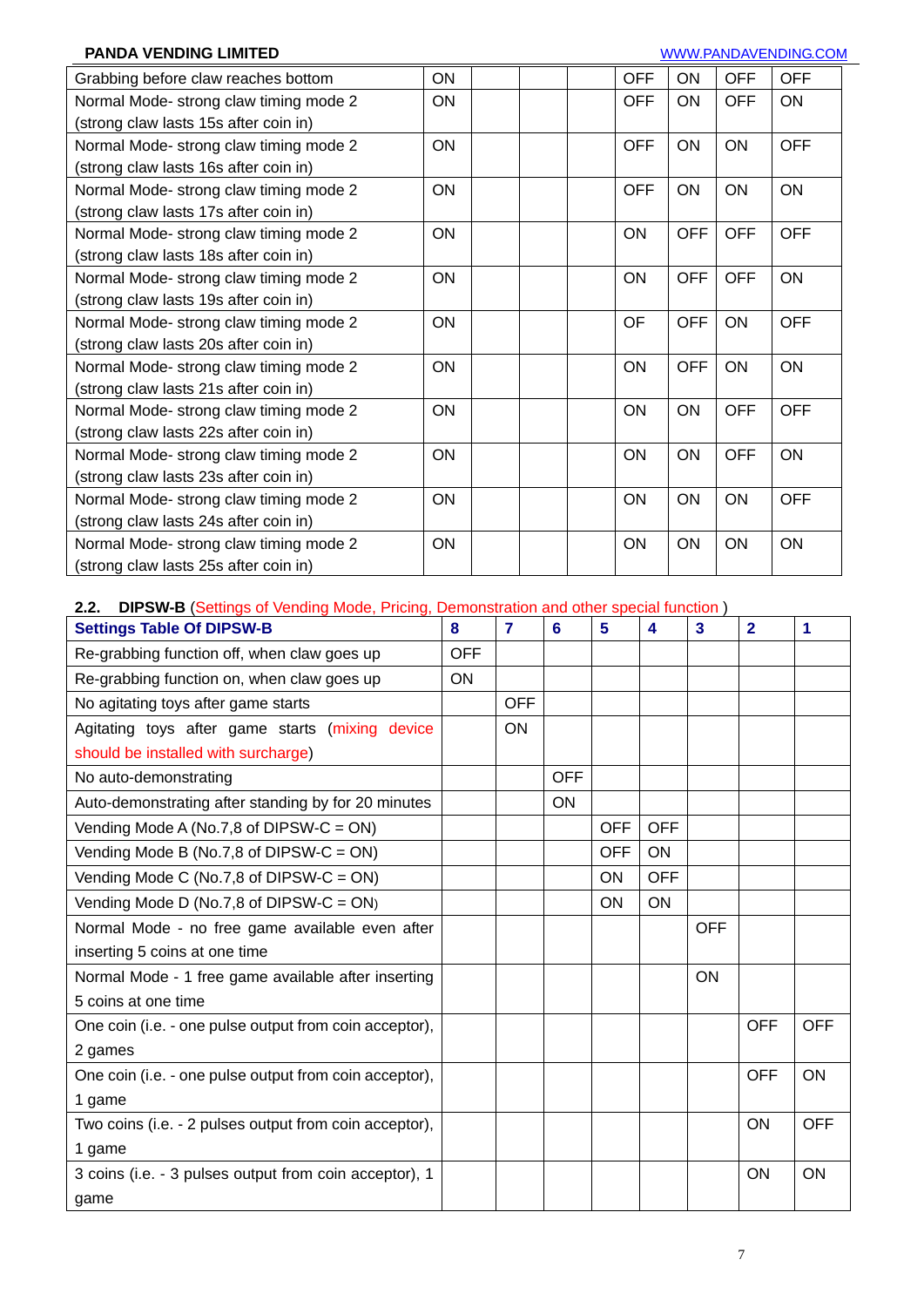| | | | | | | | | |
|---|---|---|---|---|---|---|---|---|
| Grabbing before claw reaches bottom | ON | | | | OFF | ON | OFF | OFF |
| Normal Mode- strong claw timing mode 2 (strong claw lasts 15s after coin in) | ON | | | | OFF | ON | OFF | ON |
| Normal Mode- strong claw timing mode 2 (strong claw lasts 16s after coin in) | ON | | | | OFF | ON | ON | OFF |
| Normal Mode- strong claw timing mode 2 (strong claw lasts 17s after coin in) | ON | | | | OFF | ON | ON | ON |
| Normal Mode- strong claw timing mode 2 (strong claw lasts 18s after coin in) | ON | | | | ON | OFF | OFF | OFF |
| Normal Mode- strong claw timing mode 2 (strong claw lasts 19s after coin in) | ON | | | | ON | OFF | OFF | ON |
| Normal Mode- strong claw timing mode 2 (strong claw lasts 20s after coin in) | ON | | | | OF | OFF | ON | OFF |
| Normal Mode- strong claw timing mode 2 (strong claw lasts 21s after coin in) | ON | | | | ON | OFF | ON | ON |
| Normal Mode- strong claw timing mode 2 (strong claw lasts 22s after coin in) | ON | | | | ON | ON | OFF | OFF |
| Normal Mode- strong claw timing mode 2 (strong claw lasts 23s after coin in) | ON | | | | ON | ON | OFF | ON |
| Normal Mode- strong claw timing mode 2 (strong claw lasts 24s after coin in) | ON | | | | ON | ON | ON | OFF |
| Normal Mode- strong claw timing mode 2 (strong claw lasts 25s after coin in) | ON | | | | ON | ON | ON | ON |

### 2.2. DIPSW-B (Settings of Vending Mode, Pricing, Demonstration and other special function )

| Settings Table Of DIPSW-B | 8 | 7 | 6 | 5 | 4 | 3 | 2 | 1 |
|---|---|---|---|---|---|---|---|---|
| Re-grabbing function off, when claw goes up | OFF | | | | | | | |
| Re-grabbing function on, when claw goes up | ON | | | | | | | |
| No agitating toys after game starts | | OFF | | | | | | |
| Agitating toys after game starts (mixing device should be installed with surcharge) | | ON | | | | | | |
| No auto-demonstrating | | | OFF | | | | | |
| Auto-demonstrating after standing by for 20 minutes | | | ON | | | | | |
| Vending Mode A (No.7,8 of DIPSW-C = ON) | | | | OFF | OFF | | | |
| Vending Mode B (No.7,8 of DIPSW-C = ON) | | | | OFF | ON | | | |
| Vending Mode C (No.7,8 of DIPSW-C = ON) | | | | ON | OFF | | | |
| Vending Mode D (No.7,8 of DIPSW-C = ON) | | | | ON | ON | | | |
| Normal Mode - no free game available even after inserting 5 coins at one time | | | | | | OFF | | |
| Normal Mode - 1 free game available after inserting 5 coins at one time | | | | | | ON | | |
| One coin (i.e. - one pulse output from coin acceptor), 2 games | | | | | | | OFF | OFF |
| One coin (i.e. - one pulse output from coin acceptor), 1 game | | | | | | | OFF | ON |
| Two coins (i.e. - 2 pulses output from coin acceptor), 1 game | | | | | | | ON | OFF |
| 3 coins (i.e. - 3 pulses output from coin acceptor), 1 game | | | | | | | ON | ON |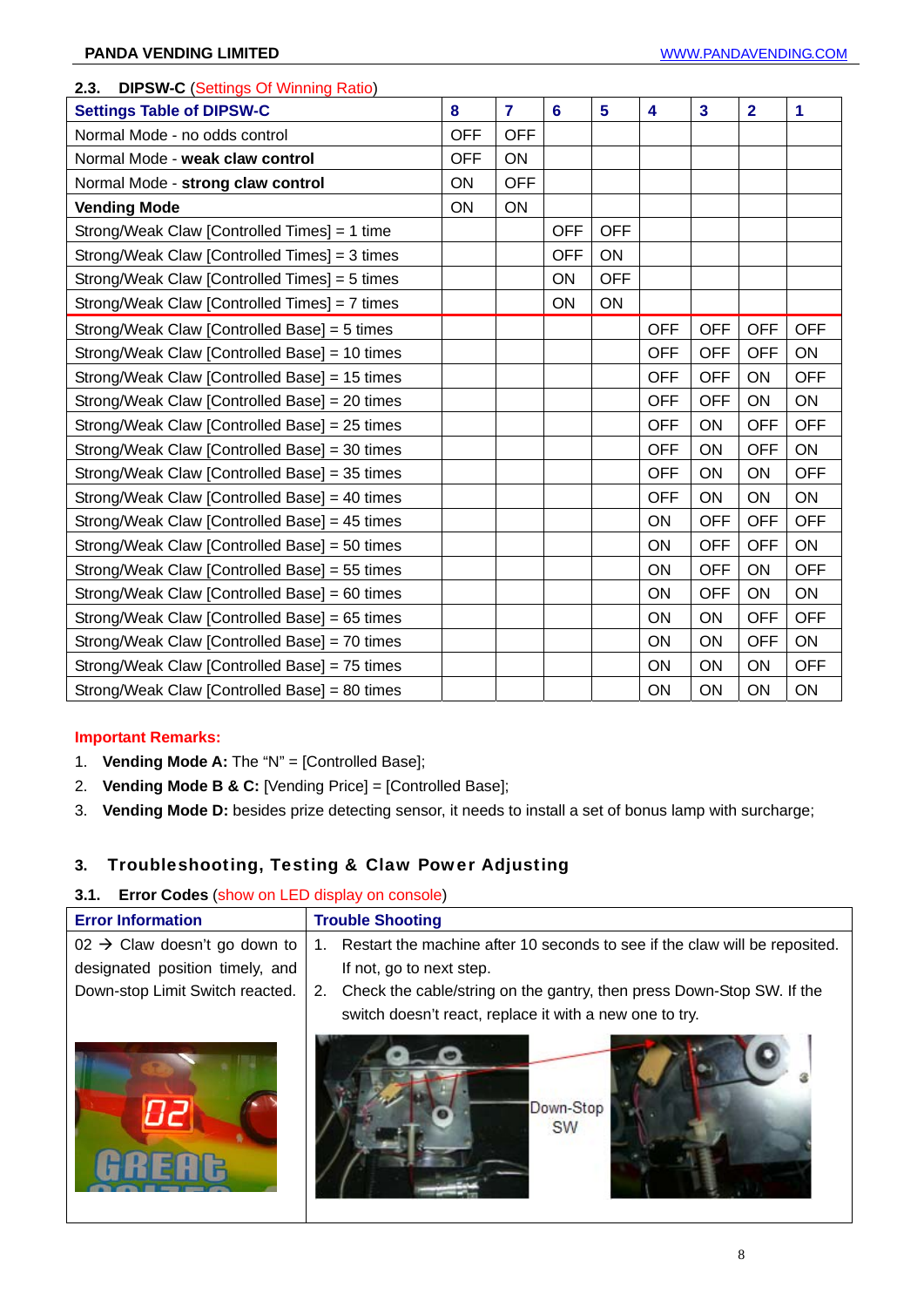### 2.3. DIPSW-C (Settings Of Winning Ratio)

| Settings Table of DIPSW-C | 8 | 7 | 6 | 5 | 4 | 3 | 2 | 1 |
|---|---|---|---|---|---|---|---|---|
| Normal Mode - no odds control | OFF | OFF | | | | | | |
| Normal Mode - **weak claw control** | OFF | ON | | | | | | |
| Normal Mode - **strong claw control** | ON | OFF | | | | | | |
| **Vending Mode** | ON | ON | | | | | | |
| Strong/Weak Claw [Controlled Times] = 1 time | | | OFF | OFF | | | | |
| Strong/Weak Claw [Controlled Times] = 3 times | | | OFF | ON | | | | |
| Strong/Weak Claw [Controlled Times] = 5 times | | | ON | OFF | | | | |
| Strong/Weak Claw [Controlled Times] = 7 times | | | ON | ON | | | | |
| Strong/Weak Claw [Controlled Base] = 5 times | | | | | OFF | OFF | OFF | OFF |
| Strong/Weak Claw [Controlled Base] = 10 times | | | | | OFF | OFF | OFF | ON |
| Strong/Weak Claw [Controlled Base] = 15 times | | | | | OFF | OFF | ON | OFF |
| Strong/Weak Claw [Controlled Base] = 20 times | | | | | OFF | OFF | ON | ON |
| Strong/Weak Claw [Controlled Base] = 25 times | | | | | OFF | ON | OFF | OFF |
| Strong/Weak Claw [Controlled Base] = 30 times | | | | | OFF | ON | OFF | ON |
| Strong/Weak Claw [Controlled Base] = 35 times | | | | | OFF | ON | ON | OFF |
| Strong/Weak Claw [Controlled Base] = 40 times | | | | | OFF | ON | ON | ON |
| Strong/Weak Claw [Controlled Base] = 45 times | | | | | ON | OFF | OFF | OFF |
| Strong/Weak Claw [Controlled Base] = 50 times | | | | | ON | OFF | OFF | ON |
| Strong/Weak Claw [Controlled Base] = 55 times | | | | | ON | OFF | ON | OFF |
| Strong/Weak Claw [Controlled Base] = 60 times | | | | | ON | OFF | ON | ON |
| Strong/Weak Claw [Controlled Base] = 65 times | | | | | ON | ON | OFF | OFF |
| Strong/Weak Claw [Controlled Base] = 70 times | | | | | ON | ON | OFF | ON |
| Strong/Weak Claw [Controlled Base] = 75 times | | | | | ON | ON | ON | OFF |
| Strong/Weak Claw [Controlled Base] = 80 times | | | | | ON | ON | ON | ON |

**Important Remarks:**

1. **Vending Mode A:** The "N" = [Controlled Base];
2. **Vending Mode B & C:** [Vending Price] = [Controlled Base];
3. **Vending Mode D:** besides prize detecting sensor, it needs to install a set of bonus lamp with surcharge;

## 3. Troubleshooting, Testing & Claw Power Adjusting

### 3.1. Error Codes (show on LED display on console)

| Error Information | Trouble Shooting |
|---|---|
| 02 → Claw doesn't go down to designated position timely, and Down-stop Limit Switch reacted. | 1. Restart the machine after 10 seconds to see if the claw will be reposited. If not, go to next step. 2. Check the cable/string on the gantry, then press Down-Stop SW. If the switch doesn't react, replace it with a new one to try. |

Down-Stop SW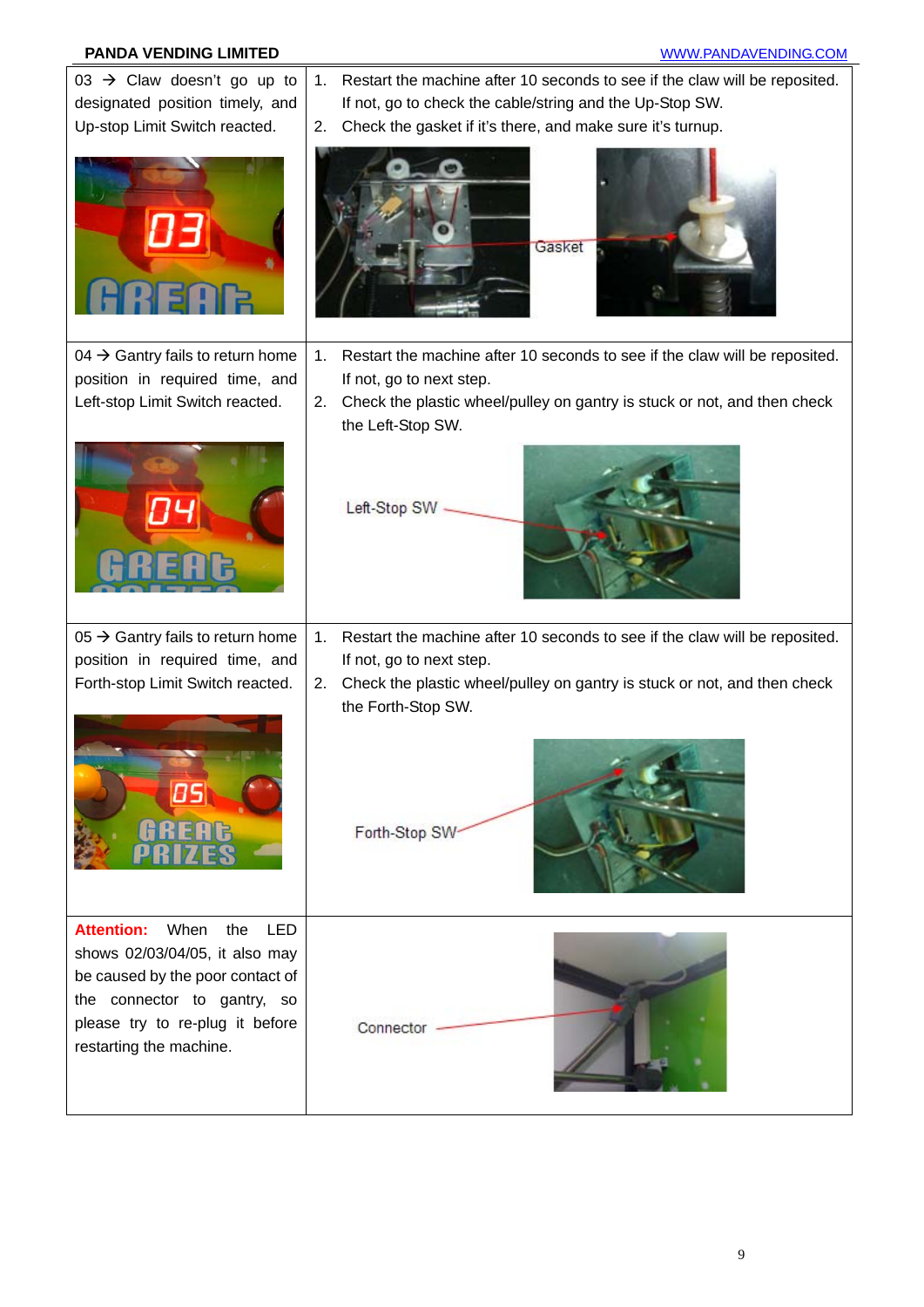| | |
|---|---|
| 03 → Claw doesn't go up to designated position timely, and Up-stop Limit Switch reacted. | 1. Restart the machine after 10 seconds to see if the claw will be reposited. If not, go to check the cable/string and the Up-Stop SW.<br>2. Check the gasket if it's there, and make sure it's turnup.<br>Gasket |
| 04 → Gantry fails to return home position in required time, and Left-stop Limit Switch reacted. | 1. Restart the machine after 10 seconds to see if the claw will be reposited. If not, go to next step.<br>2. Check the plastic wheel/pulley on gantry is stuck or not, and then check the Left-Stop SW.<br>Left-Stop SW |
| 05 → Gantry fails to return home position in required time, and Forth-stop Limit Switch reacted. | 1. Restart the machine after 10 seconds to see if the claw will be reposited. If not, go to next step.<br>2. Check the plastic wheel/pulley on gantry is stuck or not, and then check the Forth-Stop SW.<br>Forth-Stop SW |
| **Attention:** When the LED shows 02/03/04/05, it also may be caused by the poor contact of the connector to gantry, so please try to re-plug it before restarting the machine. | Connector |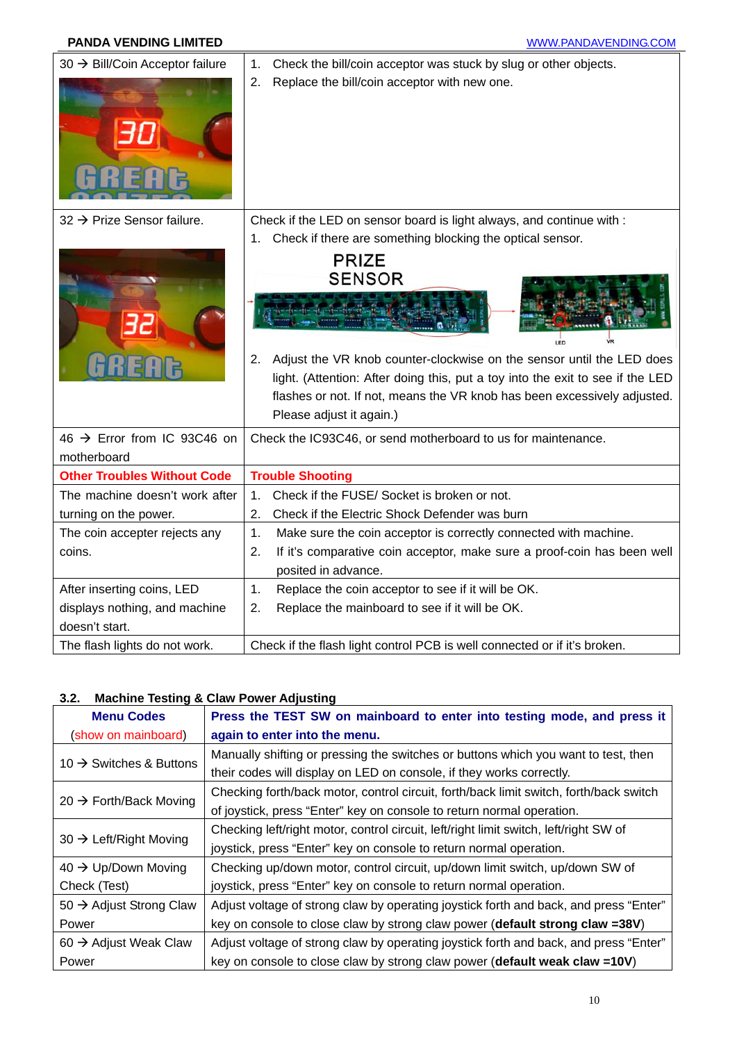| | |
|---|---|
| 30 → Bill/Coin Acceptor failure | 1. Check the bill/coin acceptor was stuck by slug or other objects.<br>2. Replace the bill/coin acceptor with new one. |
| 32 → Prize Sensor failure. | Check if the LED on sensor board is light always, and continue with :<br>1. Check if there are something blocking the optical sensor.<br>PRIZE SENSOR<br>LED VR<br>2. Adjust the VR knob counter-clockwise on the sensor until the LED does light. (Attention: After doing this, put a toy into the exit to see if the LED flashes or not. If not, means the VR knob has been excessively adjusted. Please adjust it again.) |
| 46 → Error from IC 93C46 on motherboard | Check the IC93C46, or send motherboard to us for maintenance. |
| **Other Troubles Without Code** | **Trouble Shooting** |
| The machine doesn't work after turning on the power. | 1. Check if the FUSE/ Socket is broken or not.<br>2. Check if the Electric Shock Defender was burn |
| The coin accepter rejects any coins. | 1. Make sure the coin acceptor is correctly connected with machine.<br>2. If it's comparative coin acceptor, make sure a proof-coin has been well posited in advance. |
| After inserting coins, LED displays nothing, and machine doesn't start. | 1. Replace the coin acceptor to see if it will be OK.<br>2. Replace the mainboard to see if it will be OK. |
| The flash lights do not work. | Check if the flash light control PCB is well connected or if it's broken. |

### 3.2. Machine Testing & Claw Power Adjusting

| **Menu Codes** (show on mainboard) | **Press the TEST SW on mainboard to enter into testing mode, and press it again to enter into the menu.** |
|---|---|
| 10 → Switches & Buttons | Manually shifting or pressing the switches or buttons which you want to test, then their codes will display on LED on console, if they works correctly. |
| 20 → Forth/Back Moving | Checking forth/back motor, control circuit, forth/back limit switch, forth/back switch of joystick, press "Enter" key on console to return normal operation. |
| 30 → Left/Right Moving | Checking left/right motor, control circuit, left/right limit switch, left/right SW of joystick, press "Enter" key on console to return normal operation. |
| 40 → Up/Down Moving Check (Test) | Checking up/down motor, control circuit, up/down limit switch, up/down SW of joystick, press "Enter" key on console to return normal operation. |
| 50 → Adjust Strong Claw Power | Adjust voltage of strong claw by operating joystick forth and back, and press "Enter" key on console to close claw by strong claw power (**default strong claw =38V**) |
| 60 → Adjust Weak Claw Power | Adjust voltage of strong claw by operating joystick forth and back, and press "Enter" key on console to close claw by strong claw power (**default weak claw =10V**) |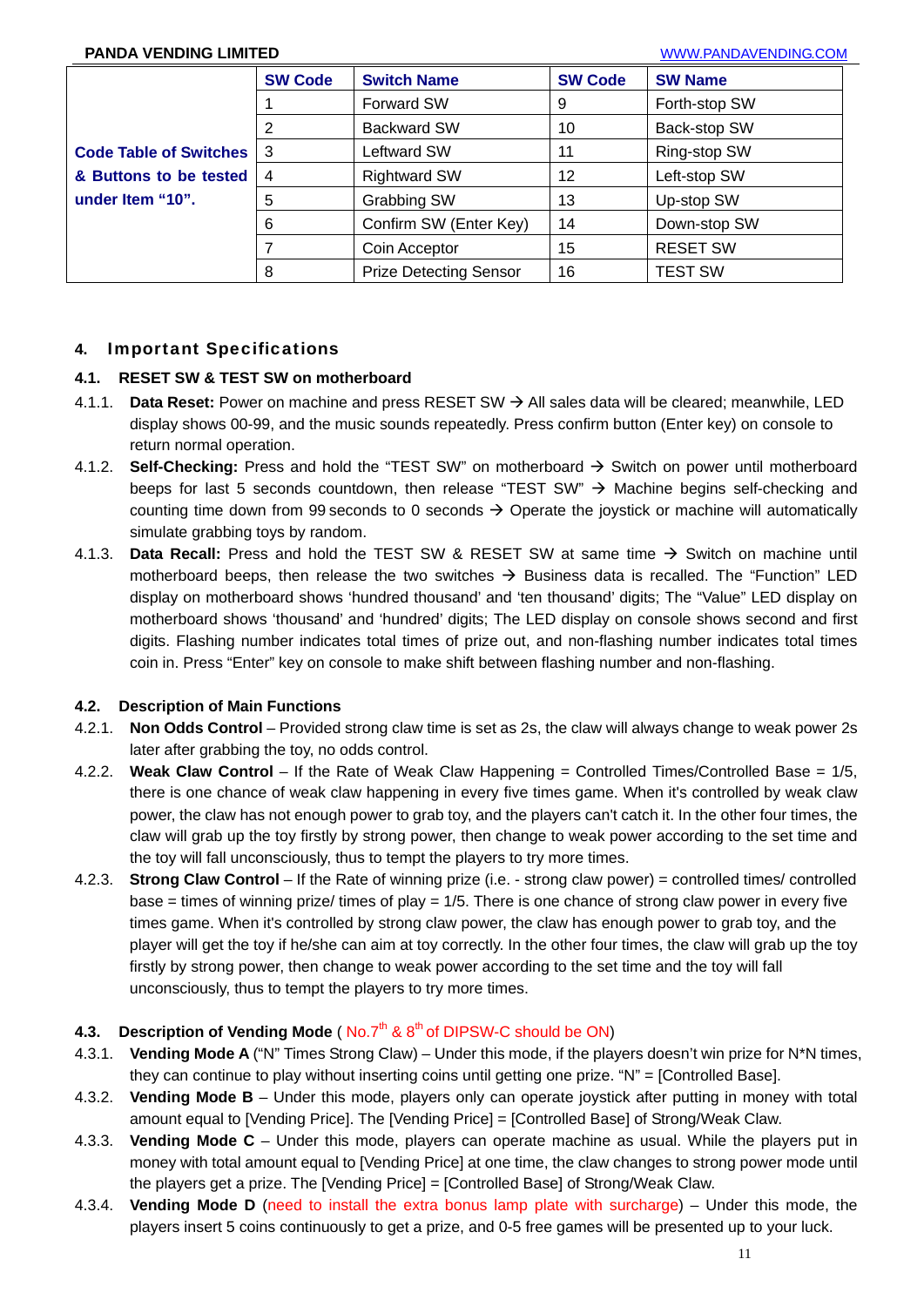| | SW Code | Switch Name | SW Code | SW Name |
|---|---|---|---|---|
| **Code Table of Switches & Buttons to be tested under Item "10".** | 1 | Forward SW | 9 | Forth-stop SW |
| | 2 | Backward SW | 10 | Back-stop SW |
| | 3 | Leftward SW | 11 | Ring-stop SW |
| | 4 | Rightward SW | 12 | Left-stop SW |
| | 5 | Grabbing SW | 13 | Up-stop SW |
| | 6 | Confirm SW (Enter Key) | 14 | Down-stop SW |
| | 7 | Coin Acceptor | 15 | RESET SW |
| | 8 | Prize Detecting Sensor | 16 | TEST SW |

## 4. Important Specifications

### 4.1. RESET SW & TEST SW on motherboard

4.1.1. **Data Reset:** Power on machine and press RESET SW → All sales data will be cleared; meanwhile, LED display shows 00-99, and the music sounds repeatedly. Press confirm button (Enter key) on console to return normal operation.

4.1.2. **Self-Checking:** Press and hold the "TEST SW" on motherboard → Switch on power until motherboard beeps for last 5 seconds countdown, then release "TEST SW" → Machine begins self-checking and counting time down from 99 seconds to 0 seconds → Operate the joystick or machine will automatically simulate grabbing toys by random.

4.1.3. **Data Recall:** Press and hold the TEST SW & RESET SW at same time → Switch on machine until motherboard beeps, then release the two switches → Business data is recalled. The "Function" LED display on motherboard shows 'hundred thousand' and 'ten thousand' digits; The "Value" LED display on motherboard shows 'thousand' and 'hundred' digits; The LED display on console shows second and first digits. Flashing number indicates total times of prize out, and non-flashing number indicates total times coin in. Press "Enter" key on console to make shift between flashing number and non-flashing.

### 4.2. Description of Main Functions

4.2.1. **Non Odds Control** – Provided strong claw time is set as 2s, the claw will always change to weak power 2s later after grabbing the toy, no odds control.

4.2.2. **Weak Claw Control** – If the Rate of Weak Claw Happening = Controlled Times/Controlled Base = 1/5, there is one chance of weak claw happening in every five times game. When it's controlled by weak claw power, the claw has not enough power to grab toy, and the players can't catch it. In the other four times, the claw will grab up the toy firstly by strong power, then change to weak power according to the set time and the toy will fall unconsciously, thus to tempt the players to try more times.

4.2.3. **Strong Claw Control** – If the Rate of winning prize (i.e. - strong claw power) = controlled times/ controlled base = times of winning prize/ times of play = 1/5. There is one chance of strong claw power in every five times game. When it's controlled by strong claw power, the claw has enough power to grab toy, and the player will get the toy if he/she can aim at toy correctly. In the other four times, the claw will grab up the toy firstly by strong power, then change to weak power according to the set time and the toy will fall unconsciously, thus to tempt the players to try more times.

### 4.3. Description of Vending Mode ( No.7th & 8th of DIPSW-C should be ON)

4.3.1. **Vending Mode A** ("N" Times Strong Claw) – Under this mode, if the players doesn't win prize for N*N times, they can continue to play without inserting coins until getting one prize. "N" = [Controlled Base].

4.3.2. **Vending Mode B** – Under this mode, players only can operate joystick after putting in money with total amount equal to [Vending Price]. The [Vending Price] = [Controlled Base] of Strong/Weak Claw.

4.3.3. **Vending Mode C** – Under this mode, players can operate machine as usual. While the players put in money with total amount equal to [Vending Price] at one time, the claw changes to strong power mode until the players get a prize. The [Vending Price] = [Controlled Base] of Strong/Weak Claw.

4.3.4. **Vending Mode D** (need to install the extra bonus lamp plate with surcharge) – Under this mode, the players insert 5 coins continuously to get a prize, and 0-5 free games will be presented up to your luck.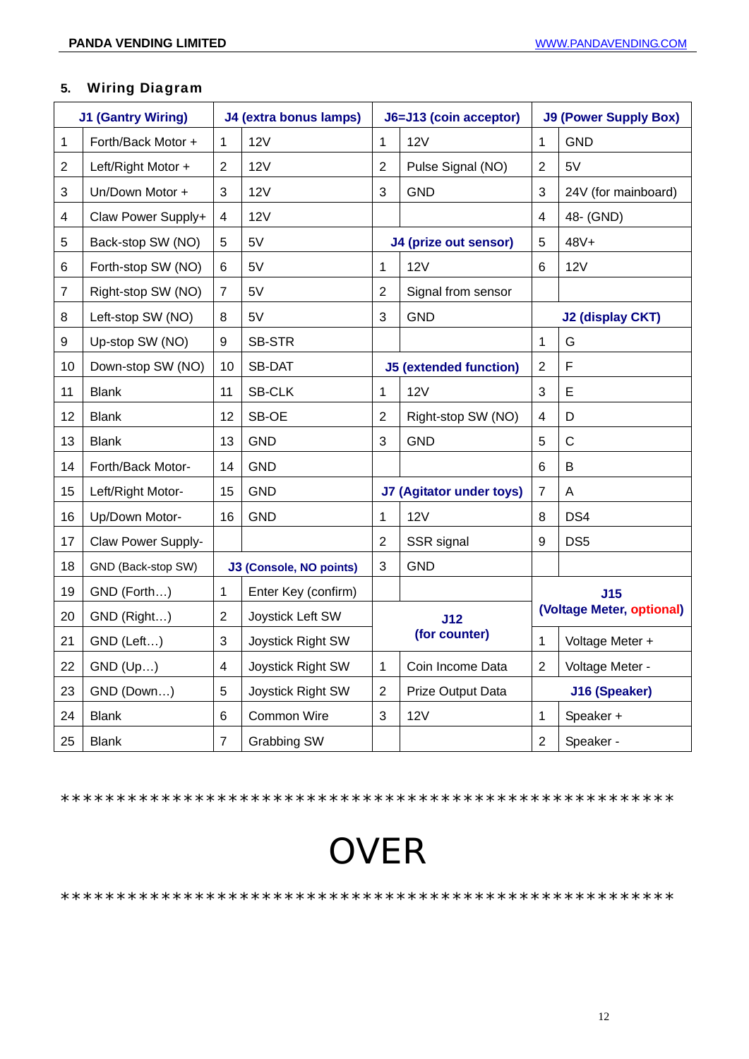## 5. Wiring Diagram

| **J1 (Gantry Wiring)** | | **J4 (extra bonus lamps)** | | **J6=J13 (coin acceptor)** | | **J9 (Power Supply Box)** | |
|---|---|---|---|---|---|---|---|
| 1 | Forth/Back Motor + | 1 | 12V | 1 | 12V | 1 | GND |
| 2 | Left/Right Motor + | 2 | 12V | 2 | Pulse Signal (NO) | 2 | 5V |
| 3 | Un/Down Motor + | 3 | 12V | 3 | GND | 3 | 24V (for mainboard) |
| 4 | Claw Power Supply+ | 4 | 12V | | | 4 | 48- (GND) |
| 5 | Back-stop SW (NO) | 5 | 5V | **J4 (prize out sensor)** | | 5 | 48V+ |
| 6 | Forth-stop SW (NO) | 6 | 5V | 1 | 12V | 6 | 12V |
| 7 | Right-stop SW (NO) | 7 | 5V | 2 | Signal from sensor | | |
| 8 | Left-stop SW (NO) | 8 | 5V | 3 | GND | **J2 (display CKT)** | |
| 9 | Up-stop SW (NO) | 9 | SB-STR | | | 1 | G |
| 10 | Down-stop SW (NO) | 10 | SB-DAT | **J5 (extended function)** | | 2 | F |
| 11 | Blank | 11 | SB-CLK | 1 | 12V | 3 | E |
| 12 | Blank | 12 | SB-OE | 2 | Right-stop SW (NO) | 4 | D |
| 13 | Blank | 13 | GND | 3 | GND | 5 | C |
| 14 | Forth/Back Motor- | 14 | GND | | | 6 | B |
| 15 | Left/Right Motor- | 15 | GND | **J7 (Agitator under toys)** | | 7 | A |
| 16 | Up/Down Motor- | 16 | GND | 1 | 12V | 8 | DS4 |
| 17 | Claw Power Supply- | | | 2 | SSR signal | 9 | DS5 |
| 18 | GND (Back-stop SW) | **J3 (Console, NO points)** | | 3 | GND | | |
| 19 | GND (Forth…) | 1 | Enter Key (confirm) | | | **J15 (Voltage Meter, optional)** | |
| 20 | GND (Right…) | 2 | Joystick Left SW | **J12 (for counter)** | | | |
| 21 | GND (Left…) | 3 | Joystick Right SW | | | 1 | Voltage Meter + |
| 22 | GND (Up…) | 4 | Joystick Right SW | 1 | Coin Income Data | 2 | Voltage Meter - |
| 23 | GND (Down…) | 5 | Joystick Right SW | 2 | Prize Output Data | **J16 (Speaker)** | |
| 24 | Blank | 6 | Common Wire | 3 | 12V | 1 | Speaker + |
| 25 | Blank | 7 | Grabbing SW | | | 2 | Speaker - |

*******************************************************

# OVER

*******************************************************